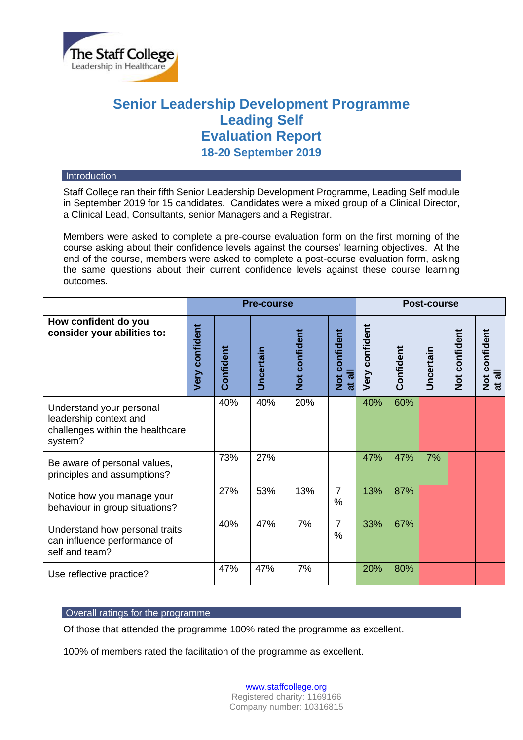# Senior Leadership Development Programme
# Leading Self
# Evaluation Report
## 18-20 September 2019

## Introduction

Staff College ran their fifth Senior Leadership Development Programme, Leading Self module in September 2019 for 15 candidates. Candidates were a mixed group of a Clinical Director, a Clinical Lead, Consultants, senior Managers and a Registrar.

Members were asked to complete a pre-course evaluation form on the first morning of the course asking about their confidence levels against the courses' learning objectives. At the end of the course, members were asked to complete a post-course evaluation form, asking the same questions about their current confidence levels against these course learning outcomes.

| | Pre-course | | | | | Post-course | | | | |
|---|---|---|---|---|---|---|---|---|---|---|
| **How confident do you consider your abilities to:** | **Very confident** | **Confident** | **Uncertain** | **Not confident** | **Not confident at all** | **Very confident** | **Confident** | **Uncertain** | **Not confident** | **Not confident at all** |
| Understand your personal leadership context and challenges within the healthcare system? | | 40% | 40% | 20% | | 40% | 60% | | | |
| Be aware of personal values, principles and assumptions? | | 73% | 27% | | | 47% | 47% | 7% | | |
| Notice how you manage your behaviour in group situations? | | 27% | 53% | 13% | 7% | 13% | 87% | | | |
| Understand how personal traits can influence performance of self and team? | | 40% | 47% | 7% | 7% | 33% | 67% | | | |
| Use reflective practice? | | 47% | 47% | 7% | | 20% | 80% | | | |

## Overall ratings for the programme

Of those that attended the programme 100% rated the programme as excellent.

100% of members rated the facilitation of the programme as excellent.

www.staffcollege.org
Registered charity: 1169166
Company number: 10316815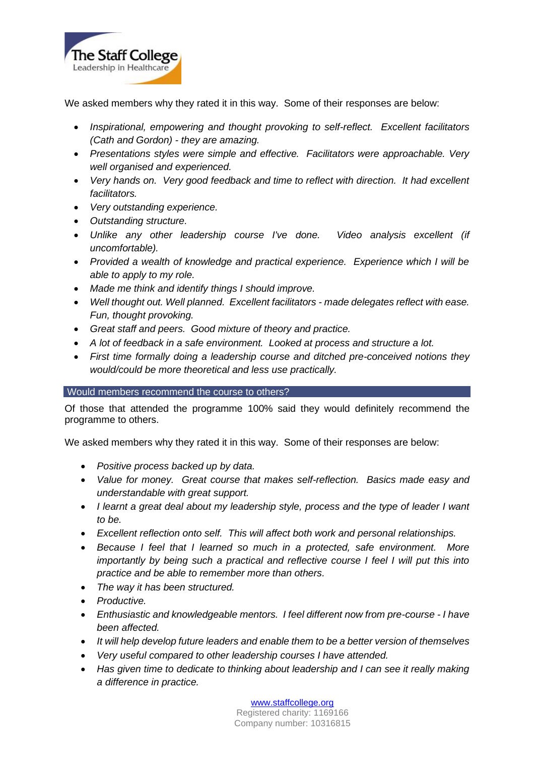We asked members why they rated it in this way. Some of their responses are below:

- *Inspirational, empowering and thought provoking to self-reflect. Excellent facilitators (Cath and Gordon) - they are amazing.*
- *Presentations styles were simple and effective. Facilitators were approachable. Very well organised and experienced.*
- *Very hands on. Very good feedback and time to reflect with direction. It had excellent facilitators.*
- *Very outstanding experience.*
- *Outstanding structure.*
- *Unlike any other leadership course I've done. Video analysis excellent (if uncomfortable).*
- *Provided a wealth of knowledge and practical experience. Experience which I will be able to apply to my role.*
- *Made me think and identify things I should improve.*
- *Well thought out. Well planned. Excellent facilitators - made delegates reflect with ease. Fun, thought provoking.*
- *Great staff and peers. Good mixture of theory and practice.*
- *A lot of feedback in a safe environment. Looked at process and structure a lot.*
- *First time formally doing a leadership course and ditched pre-conceived notions they would/could be more theoretical and less use practically.*

## Would members recommend the course to others?

Of those that attended the programme 100% said they would definitely recommend the programme to others.

We asked members why they rated it in this way. Some of their responses are below:

- *Positive process backed up by data.*
- *Value for money. Great course that makes self-reflection. Basics made easy and understandable with great support.*
- *I learnt a great deal about my leadership style, process and the type of leader I want to be.*
- *Excellent reflection onto self. This will affect both work and personal relationships.*
- *Because I feel that I learned so much in a protected, safe environment. More importantly by being such a practical and reflective course I feel I will put this into practice and be able to remember more than others.*
- *The way it has been structured.*
- *Productive.*
- *Enthusiastic and knowledgeable mentors. I feel different now from pre-course - I have been affected.*
- *It will help develop future leaders and enable them to be a better version of themselves*
- *Very useful compared to other leadership courses I have attended.*
- *Has given time to dedicate to thinking about leadership and I can see it really making a difference in practice.*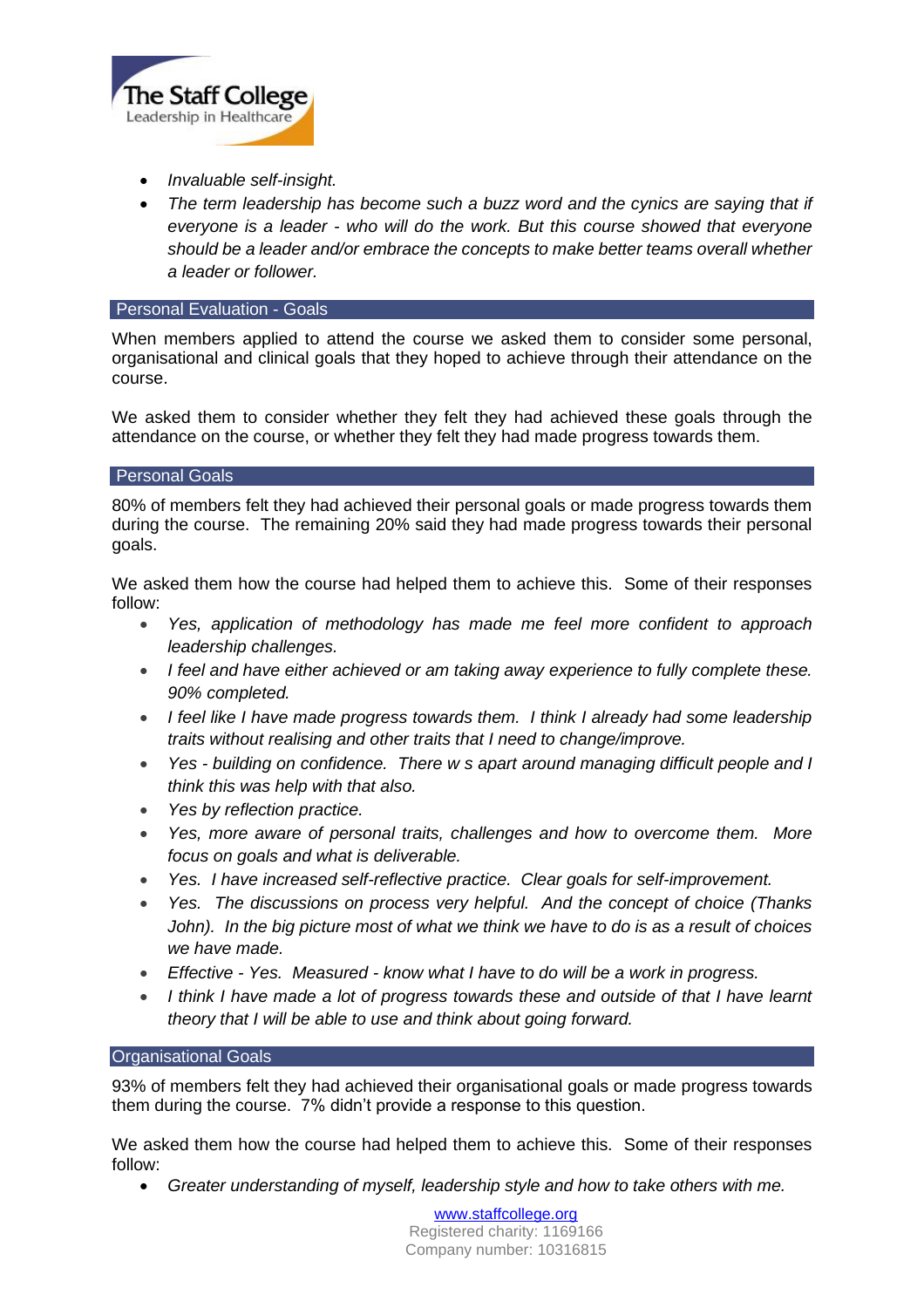- *Invaluable self-insight.*
- *The term leadership has become such a buzz word and the cynics are saying that if everyone is a leader - who will do the work. But this course showed that everyone should be a leader and/or embrace the concepts to make better teams overall whether a leader or follower.*

## Personal Evaluation - Goals

When members applied to attend the course we asked them to consider some personal, organisational and clinical goals that they hoped to achieve through their attendance on the course.

We asked them to consider whether they felt they had achieved these goals through the attendance on the course, or whether they felt they had made progress towards them.

## Personal Goals

80% of members felt they had achieved their personal goals or made progress towards them during the course. The remaining 20% said they had made progress towards their personal goals.

We asked them how the course had helped them to achieve this. Some of their responses follow:

- *Yes, application of methodology has made me feel more confident to approach leadership challenges.*
- *I feel and have either achieved or am taking away experience to fully complete these. 90% completed.*
- *I feel like I have made progress towards them. I think I already had some leadership traits without realising and other traits that I need to change/improve.*
- *Yes - building on confidence. There w s apart around managing difficult people and I think this was help with that also.*
- *Yes by reflection practice.*
- *Yes, more aware of personal traits, challenges and how to overcome them. More focus on goals and what is deliverable.*
- *Yes. I have increased self-reflective practice. Clear goals for self-improvement.*
- *Yes. The discussions on process very helpful. And the concept of choice (Thanks John). In the big picture most of what we think we have to do is as a result of choices we have made.*
- *Effective - Yes. Measured - know what I have to do will be a work in progress.*
- *I think I have made a lot of progress towards these and outside of that I have learnt theory that I will be able to use and think about going forward.*

## Organisational Goals

93% of members felt they had achieved their organisational goals or made progress towards them during the course. 7% didn't provide a response to this question.

We asked them how the course had helped them to achieve this. Some of their responses follow:

- *Greater understanding of myself, leadership style and how to take others with me.*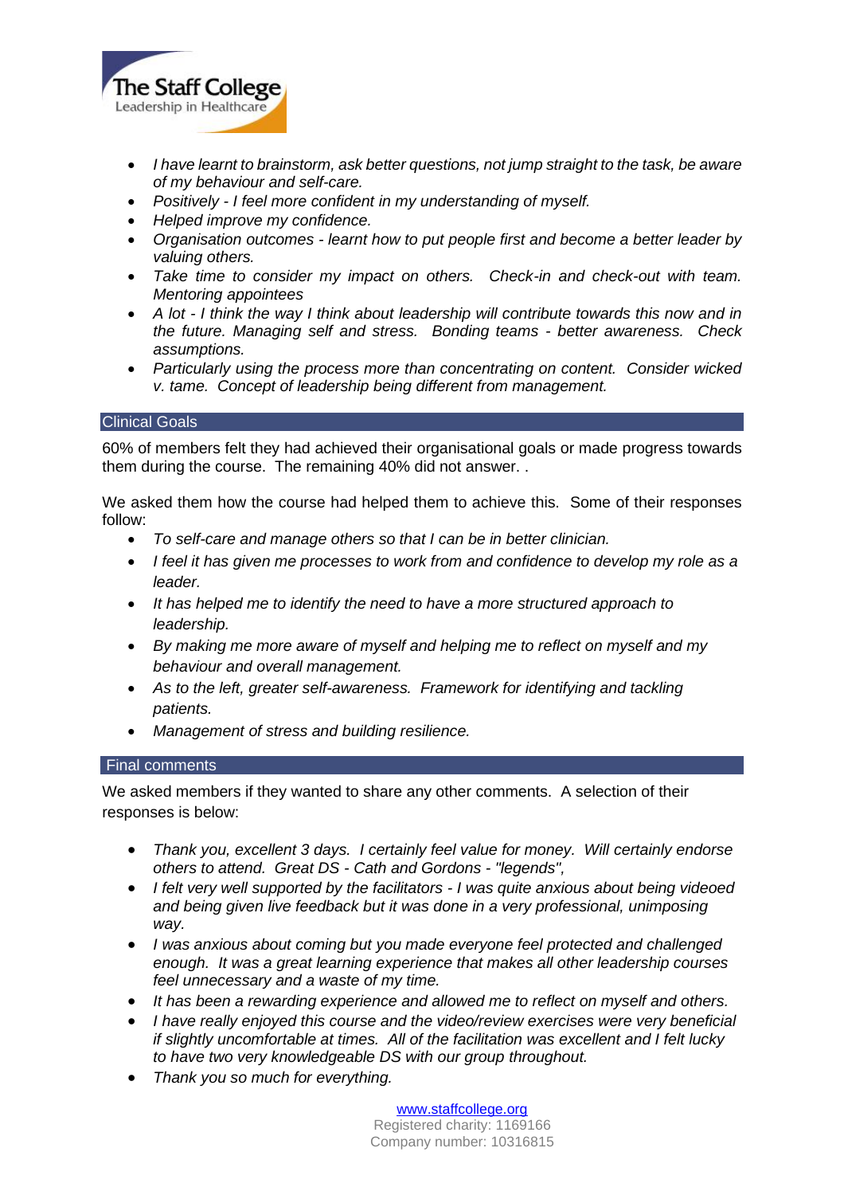- *I have learnt to brainstorm, ask better questions, not jump straight to the task, be aware of my behaviour and self-care.*
- *Positively - I feel more confident in my understanding of myself.*
- *Helped improve my confidence.*
- *Organisation outcomes - learnt how to put people first and become a better leader by valuing others.*
- *Take time to consider my impact on others. Check-in and check-out with team. Mentoring appointees*
- *A lot - I think the way I think about leadership will contribute towards this now and in the future. Managing self and stress. Bonding teams - better awareness. Check assumptions.*
- *Particularly using the process more than concentrating on content. Consider wicked v. tame. Concept of leadership being different from management.*

## Clinical Goals

60% of members felt they had achieved their organisational goals or made progress towards them during the course. The remaining 40% did not answer. .

We asked them how the course had helped them to achieve this. Some of their responses follow:

- *To self-care and manage others so that I can be in better clinician.*
- *I feel it has given me processes to work from and confidence to develop my role as a leader.*
- *It has helped me to identify the need to have a more structured approach to leadership.*
- *By making me more aware of myself and helping me to reflect on myself and my behaviour and overall management.*
- *As to the left, greater self-awareness. Framework for identifying and tackling patients.*
- *Management of stress and building resilience.*

## Final comments

We asked members if they wanted to share any other comments. A selection of their responses is below:

- *Thank you, excellent 3 days. I certainly feel value for money. Will certainly endorse others to attend. Great DS - Cath and Gordons - "legends",*
- *I felt very well supported by the facilitators - I was quite anxious about being videoed and being given live feedback but it was done in a very professional, unimposing way.*
- *I was anxious about coming but you made everyone feel protected and challenged enough. It was a great learning experience that makes all other leadership courses feel unnecessary and a waste of my time.*
- *It has been a rewarding experience and allowed me to reflect on myself and others.*
- *I have really enjoyed this course and the video/review exercises were very beneficial if slightly uncomfortable at times. All of the facilitation was excellent and I felt lucky to have two very knowledgeable DS with our group throughout.*
- *Thank you so much for everything.*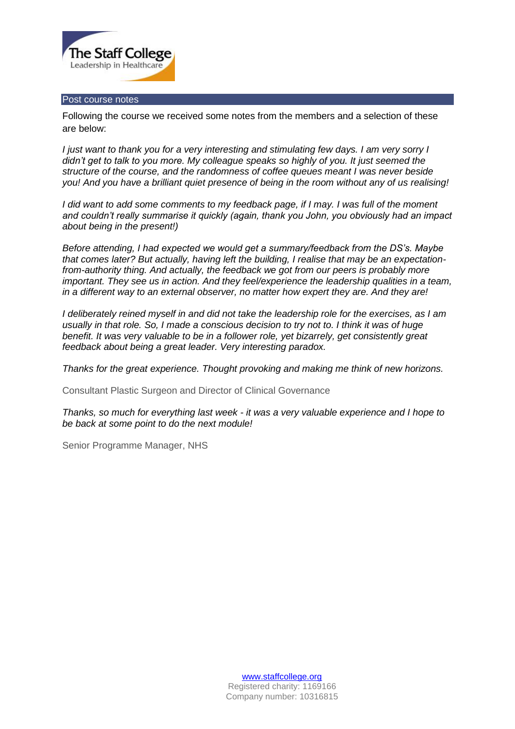## Post course notes

Following the course we received some notes from the members and a selection of these are below:

*I just want to thank you for a very interesting and stimulating few days. I am very sorry I didn't get to talk to you more. My colleague speaks so highly of you. It just seemed the structure of the course, and the randomness of coffee queues meant I was never beside you! And you have a brilliant quiet presence of being in the room without any of us realising!*

*I did want to add some comments to my feedback page, if I may. I was full of the moment and couldn't really summarise it quickly (again, thank you John, you obviously had an impact about being in the present!)*

*Before attending, I had expected we would get a summary/feedback from the DS's. Maybe that comes later? But actually, having left the building, I realise that may be an expectation-from-authority thing. And actually, the feedback we got from our peers is probably more important. They see us in action. And they feel/experience the leadership qualities in a team, in a different way to an external observer, no matter how expert they are. And they are!*

*I deliberately reined myself in and did not take the leadership role for the exercises, as I am usually in that role. So, I made a conscious decision to try not to. I think it was of huge benefit. It was very valuable to be in a follower role, yet bizarrely, get consistently great feedback about being a great leader. Very interesting paradox.*

*Thanks for the great experience. Thought provoking and making me think of new horizons.*

Consultant Plastic Surgeon and Director of Clinical Governance

*Thanks, so much for everything last week - it was a very valuable experience and I hope to be back at some point to do the next module!*

Senior Programme Manager, NHS